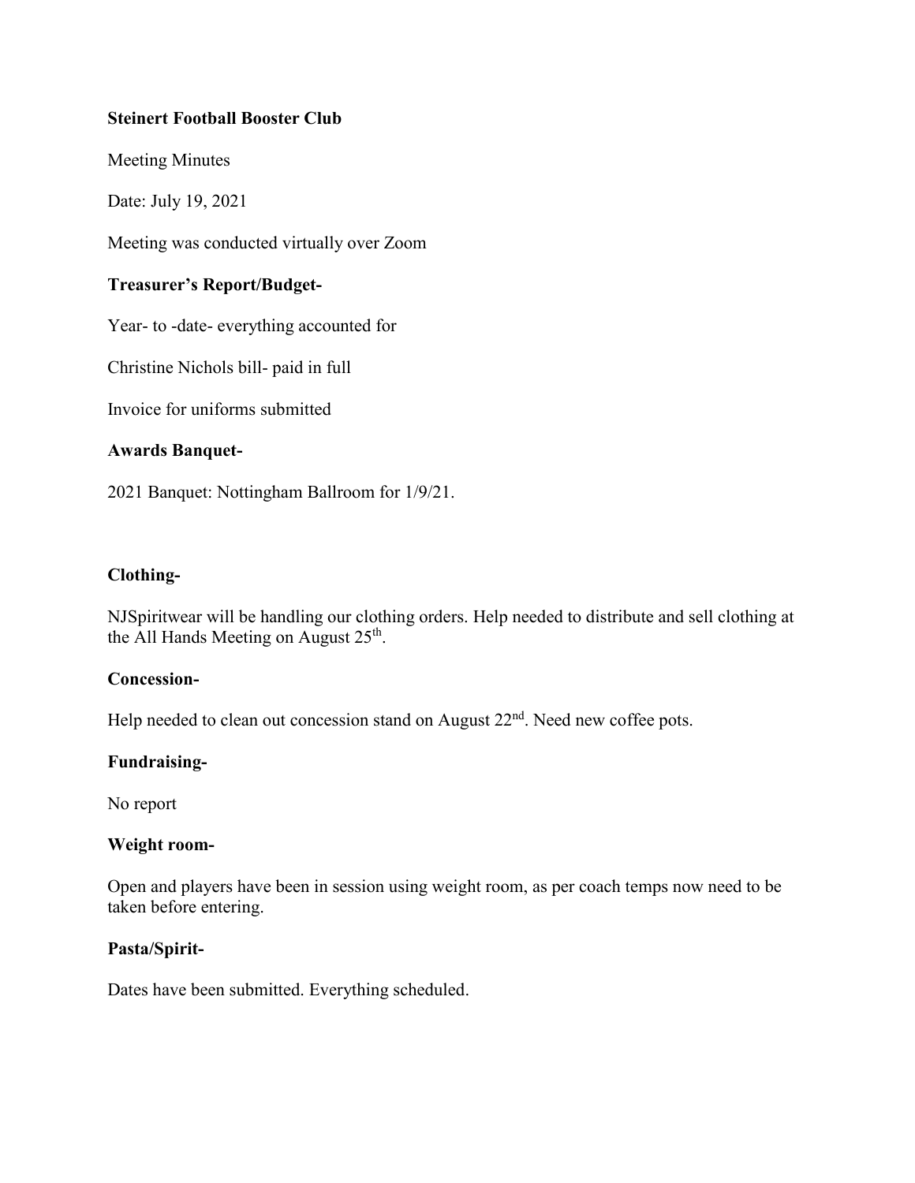**Steinert Football Booster Club**

Meeting Minutes

Date: July 19, 2021

Meeting was conducted virtually over Zoom

**Treasurer's Report/Budget-**

Year- to -date- everything accounted for

Christine Nichols bill- paid in full

Invoice for uniforms submitted

**Awards Banquet-**

2021 Banquet: Nottingham Ballroom for 1/9/21.

**Clothing-**

NJSpiritwear will be handling our clothing orders. Help needed to distribute and sell clothing at the All Hands Meeting on August 25th.

**Concession-**

Help needed to clean out concession stand on August 22nd. Need new coffee pots.

**Fundraising-**

No report

**Weight room-**

Open and players have been in session using weight room, as per coach temps now need to be taken before entering.

**Pasta/Spirit-**

Dates have been submitted. Everything scheduled.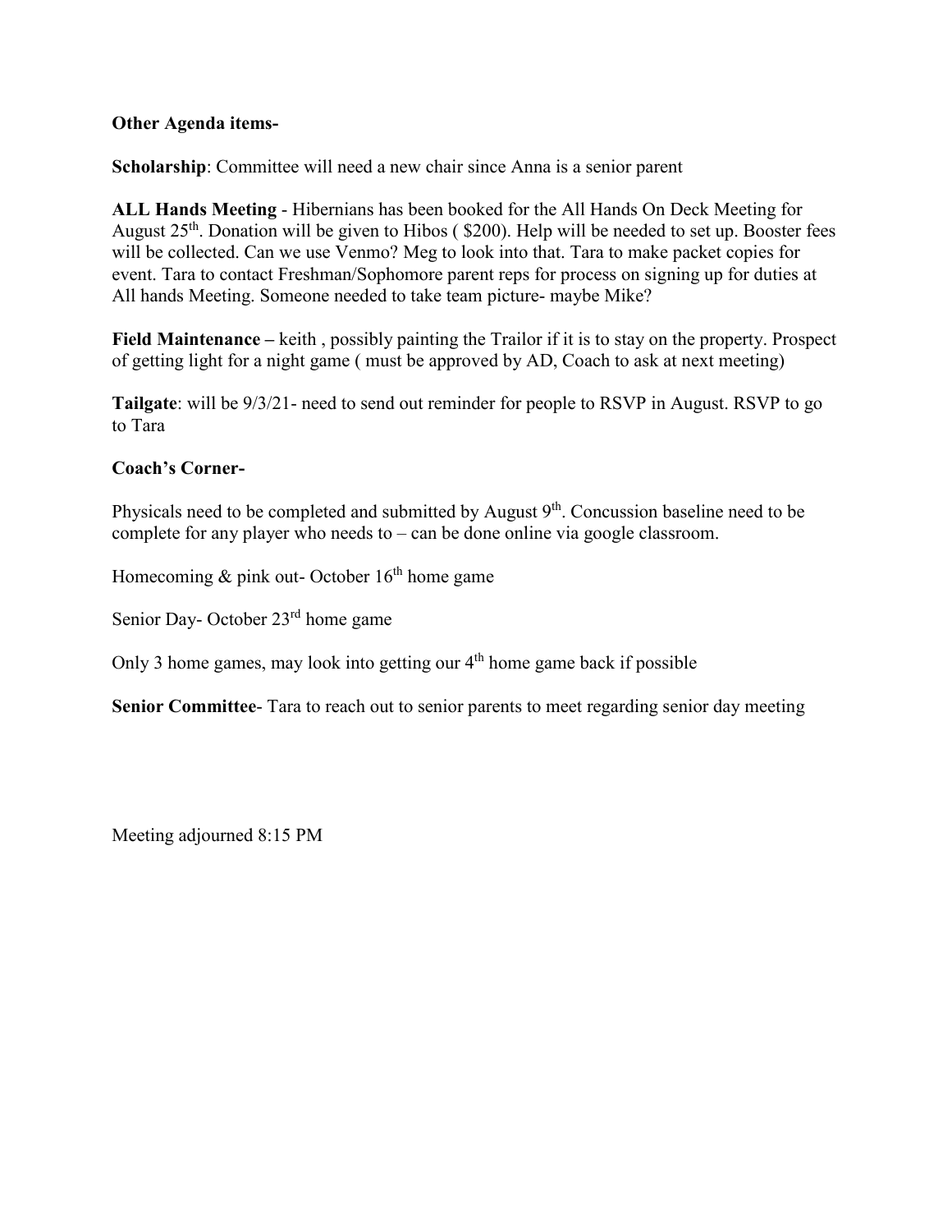**Other Agenda items-**

**Scholarship**: Committee will need a new chair since Anna is a senior parent

**ALL Hands Meeting** - Hibernians has been booked for the All Hands On Deck Meeting for August 25th. Donation will be given to Hibos ( $200). Help will be needed to set up. Booster fees will be collected. Can we use Venmo? Meg to look into that. Tara to make packet copies for event. Tara to contact Freshman/Sophomore parent reps for process on signing up for duties at All hands Meeting. Someone needed to take team picture- maybe Mike?

**Field Maintenance –** keith , possibly painting the Trailor if it is to stay on the property. Prospect of getting light for a night game ( must be approved by AD, Coach to ask at next meeting)

**Tailgate**: will be 9/3/21- need to send out reminder for people to RSVP in August. RSVP to go to Tara

**Coach's Corner-**

Physicals need to be completed and submitted by August 9th. Concussion baseline need to be complete for any player who needs to – can be done online via google classroom.

Homecoming & pink out- October 16th home game

Senior Day- October 23rd home game

Only 3 home games, may look into getting our 4th home game back if possible

**Senior Committee**- Tara to reach out to senior parents to meet regarding senior day meeting

Meeting adjourned 8:15 PM